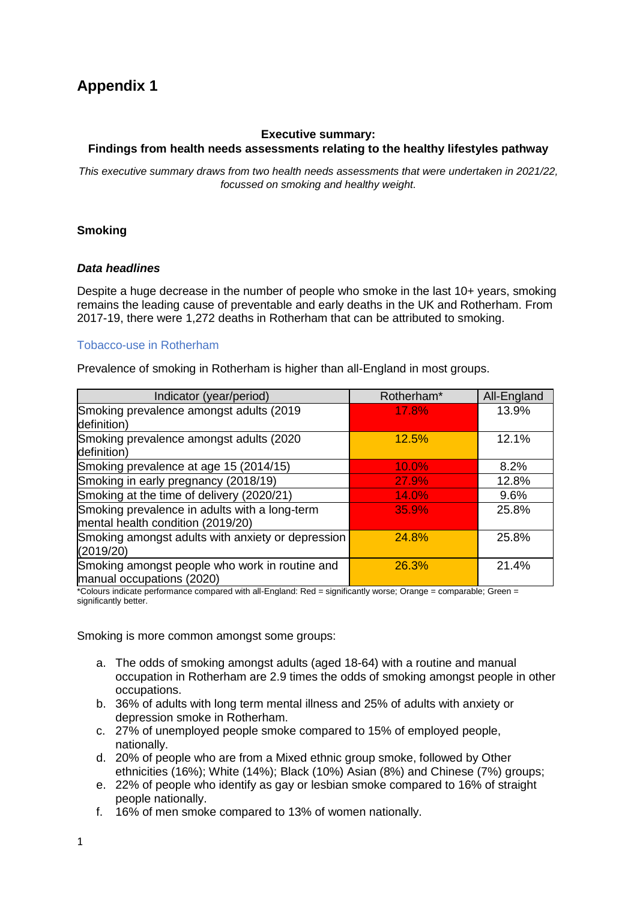# Appendix 1

**Executive summary:**
**Findings from health needs assessments relating to the healthy lifestyles pathway**

*This executive summary draws from two health needs assessments that were undertaken in 2021/22, focussed on smoking and healthy weight.*

## Smoking

### *Data headlines*

Despite a huge decrease in the number of people who smoke in the last 10+ years, smoking remains the leading cause of preventable and early deaths in the UK and Rotherham. From 2017-19, there were 1,272 deaths in Rotherham that can be attributed to smoking.

### Tobacco-use in Rotherham

Prevalence of smoking in Rotherham is higher than all-England in most groups.

| Indicator (year/period) | Rotherham* | All-England |
|---|---|---|
| Smoking prevalence amongst adults (2019 definition) | 17.8% | 13.9% |
| Smoking prevalence amongst adults (2020 definition) | 12.5% | 12.1% |
| Smoking prevalence at age 15 (2014/15) | 10.0% | 8.2% |
| Smoking in early pregnancy (2018/19) | 27.9% | 12.8% |
| Smoking at the time of delivery (2020/21) | 14.0% | 9.6% |
| Smoking prevalence in adults with a long-term mental health condition (2019/20) | 35.9% | 25.8% |
| Smoking amongst adults with anxiety or depression (2019/20) | 24.8% | 25.8% |
| Smoking amongst people who work in routine and manual occupations (2020) | 26.3% | 21.4% |

*Colours indicate performance compared with all-England: Red = significantly worse; Orange = comparable; Green = significantly better.

Smoking is more common amongst some groups:

a. The odds of smoking amongst adults (aged 18-64) with a routine and manual occupation in Rotherham are 2.9 times the odds of smoking amongst people in other occupations.
b. 36% of adults with long term mental illness and 25% of adults with anxiety or depression smoke in Rotherham.
c. 27% of unemployed people smoke compared to 15% of employed people, nationally.
d. 20% of people who are from a Mixed ethnic group smoke, followed by Other ethnicities (16%); White (14%); Black (10%) Asian (8%) and Chinese (7%) groups;
e. 22% of people who identify as gay or lesbian smoke compared to 16% of straight people nationally.
f. 16% of men smoke compared to 13% of women nationally.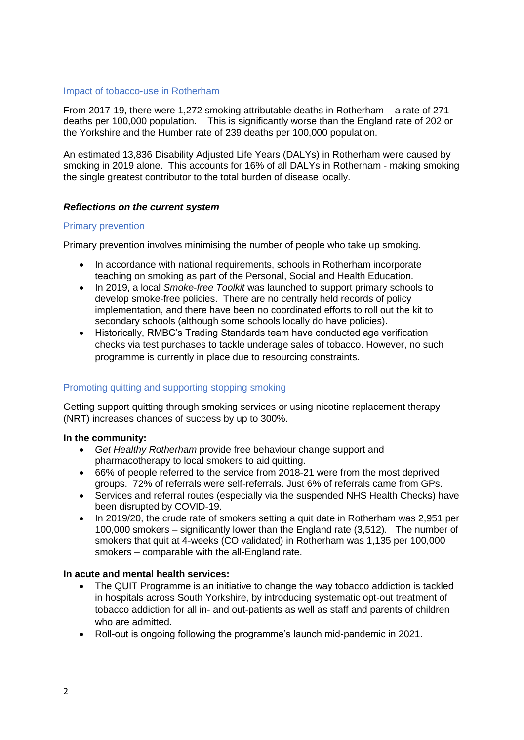## Impact of tobacco-use in Rotherham

From 2017-19, there were 1,272 smoking attributable deaths in Rotherham – a rate of 271 deaths per 100,000 population. This is significantly worse than the England rate of 202 or the Yorkshire and the Humber rate of 239 deaths per 100,000 population.

An estimated 13,836 Disability Adjusted Life Years (DALYs) in Rotherham were caused by smoking in 2019 alone. This accounts for 16% of all DALYs in Rotherham - making smoking the single greatest contributor to the total burden of disease locally.

### *Reflections on the current system*

## Primary prevention

Primary prevention involves minimising the number of people who take up smoking.

- In accordance with national requirements, schools in Rotherham incorporate teaching on smoking as part of the Personal, Social and Health Education.
- In 2019, a local *Smoke-free Toolkit* was launched to support primary schools to develop smoke-free policies. There are no centrally held records of policy implementation, and there have been no coordinated efforts to roll out the kit to secondary schools (although some schools locally do have policies).
- Historically, RMBC's Trading Standards team have conducted age verification checks via test purchases to tackle underage sales of tobacco. However, no such programme is currently in place due to resourcing constraints.

## Promoting quitting and supporting stopping smoking

Getting support quitting through smoking services or using nicotine replacement therapy (NRT) increases chances of success by up to 300%.

**In the community:**

- *Get Healthy Rotherham* provide free behaviour change support and pharmacotherapy to local smokers to aid quitting.
- 66% of people referred to the service from 2018-21 were from the most deprived groups. 72% of referrals were self-referrals. Just 6% of referrals came from GPs.
- Services and referral routes (especially via the suspended NHS Health Checks) have been disrupted by COVID-19.
- In 2019/20, the crude rate of smokers setting a quit date in Rotherham was 2,951 per 100,000 smokers – significantly lower than the England rate (3,512). The number of smokers that quit at 4-weeks (CO validated) in Rotherham was 1,135 per 100,000 smokers – comparable with the all-England rate.

**In acute and mental health services:**

- The QUIT Programme is an initiative to change the way tobacco addiction is tackled in hospitals across South Yorkshire, by introducing systematic opt-out treatment of tobacco addiction for all in- and out-patients as well as staff and parents of children who are admitted.
- Roll-out is ongoing following the programme's launch mid-pandemic in 2021.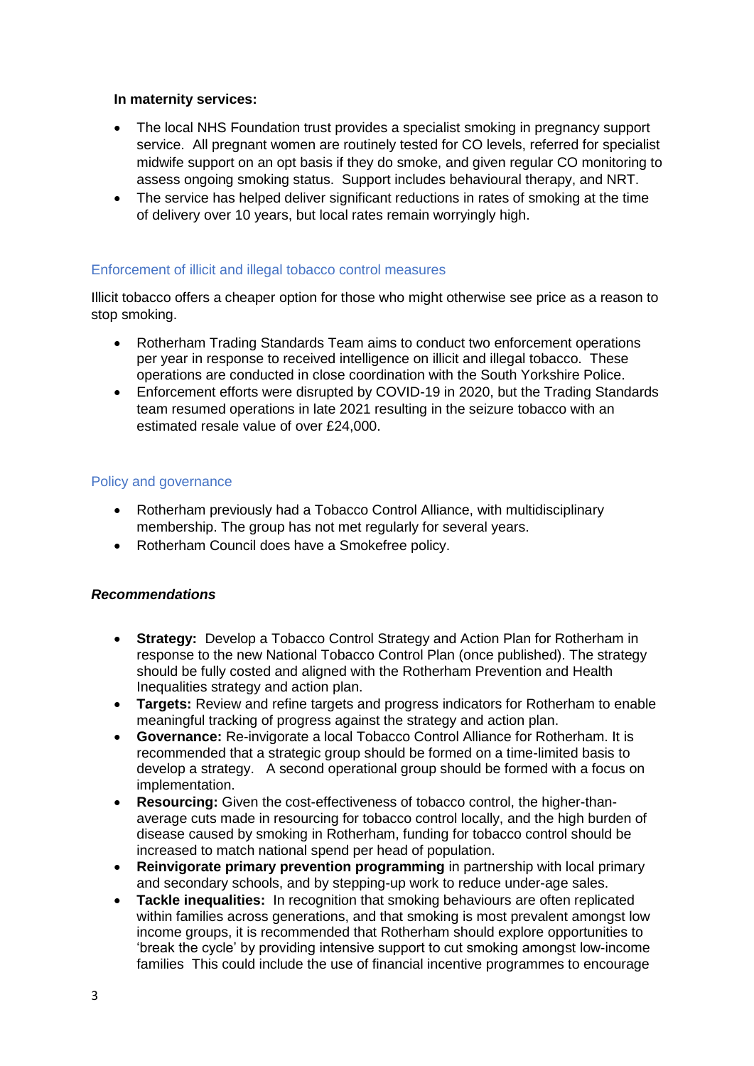**In maternity services:**

- The local NHS Foundation trust provides a specialist smoking in pregnancy support service. All pregnant women are routinely tested for CO levels, referred for specialist midwife support on an opt basis if they do smoke, and given regular CO monitoring to assess ongoing smoking status. Support includes behavioural therapy, and NRT.
- The service has helped deliver significant reductions in rates of smoking at the time of delivery over 10 years, but local rates remain worryingly high.

## Enforcement of illicit and illegal tobacco control measures

Illicit tobacco offers a cheaper option for those who might otherwise see price as a reason to stop smoking.

- Rotherham Trading Standards Team aims to conduct two enforcement operations per year in response to received intelligence on illicit and illegal tobacco. These operations are conducted in close coordination with the South Yorkshire Police.
- Enforcement efforts were disrupted by COVID-19 in 2020, but the Trading Standards team resumed operations in late 2021 resulting in the seizure tobacco with an estimated resale value of over £24,000.

## Policy and governance

- Rotherham previously had a Tobacco Control Alliance, with multidisciplinary membership. The group has not met regularly for several years.
- Rotherham Council does have a Smokefree policy.

***Recommendations***

- **Strategy:** Develop a Tobacco Control Strategy and Action Plan for Rotherham in response to the new National Tobacco Control Plan (once published). The strategy should be fully costed and aligned with the Rotherham Prevention and Health Inequalities strategy and action plan.
- **Targets:** Review and refine targets and progress indicators for Rotherham to enable meaningful tracking of progress against the strategy and action plan.
- **Governance:** Re-invigorate a local Tobacco Control Alliance for Rotherham. It is recommended that a strategic group should be formed on a time-limited basis to develop a strategy. A second operational group should be formed with a focus on implementation.
- **Resourcing:** Given the cost-effectiveness of tobacco control, the higher-than-average cuts made in resourcing for tobacco control locally, and the high burden of disease caused by smoking in Rotherham, funding for tobacco control should be increased to match national spend per head of population.
- **Reinvigorate primary prevention programming** in partnership with local primary and secondary schools, and by stepping-up work to reduce under-age sales.
- **Tackle inequalities:** In recognition that smoking behaviours are often replicated within families across generations, and that smoking is most prevalent amongst low income groups, it is recommended that Rotherham should explore opportunities to 'break the cycle' by providing intensive support to cut smoking amongst low-income families This could include the use of financial incentive programmes to encourage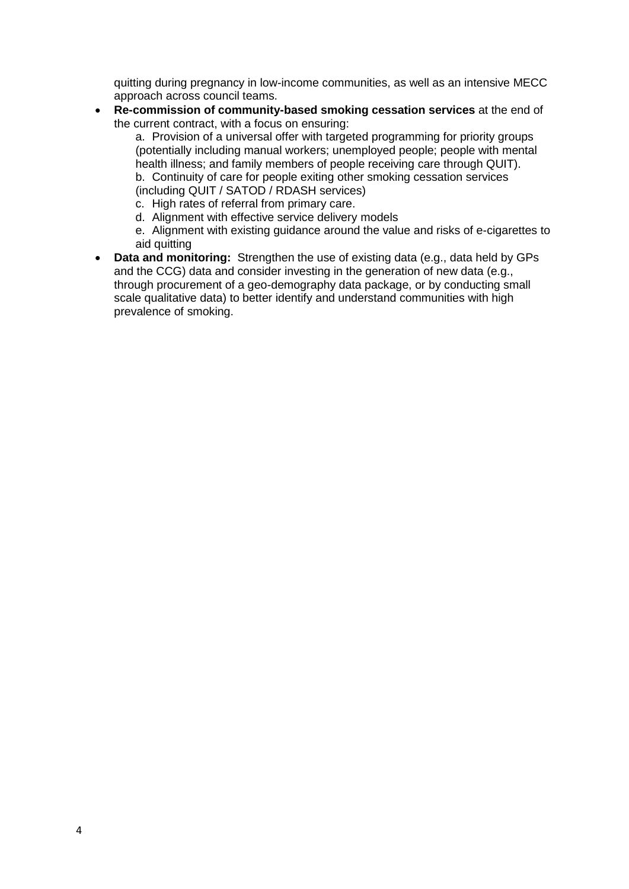quitting during pregnancy in low-income communities, as well as an intensive MECC approach across council teams.

- **Re-commission of community-based smoking cessation services** at the end of the current contract, with a focus on ensuring:
  a. Provision of a universal offer with targeted programming for priority groups (potentially including manual workers; unemployed people; people with mental health illness; and family members of people receiving care through QUIT).
  b. Continuity of care for people exiting other smoking cessation services (including QUIT / SATOD / RDASH services)
  c. High rates of referral from primary care.
  d. Alignment with effective service delivery models
  e. Alignment with existing guidance around the value and risks of e-cigarettes to aid quitting
- **Data and monitoring:** Strengthen the use of existing data (e.g., data held by GPs and the CCG) data and consider investing in the generation of new data (e.g., through procurement of a geo-demography data package, or by conducting small scale qualitative data) to better identify and understand communities with high prevalence of smoking.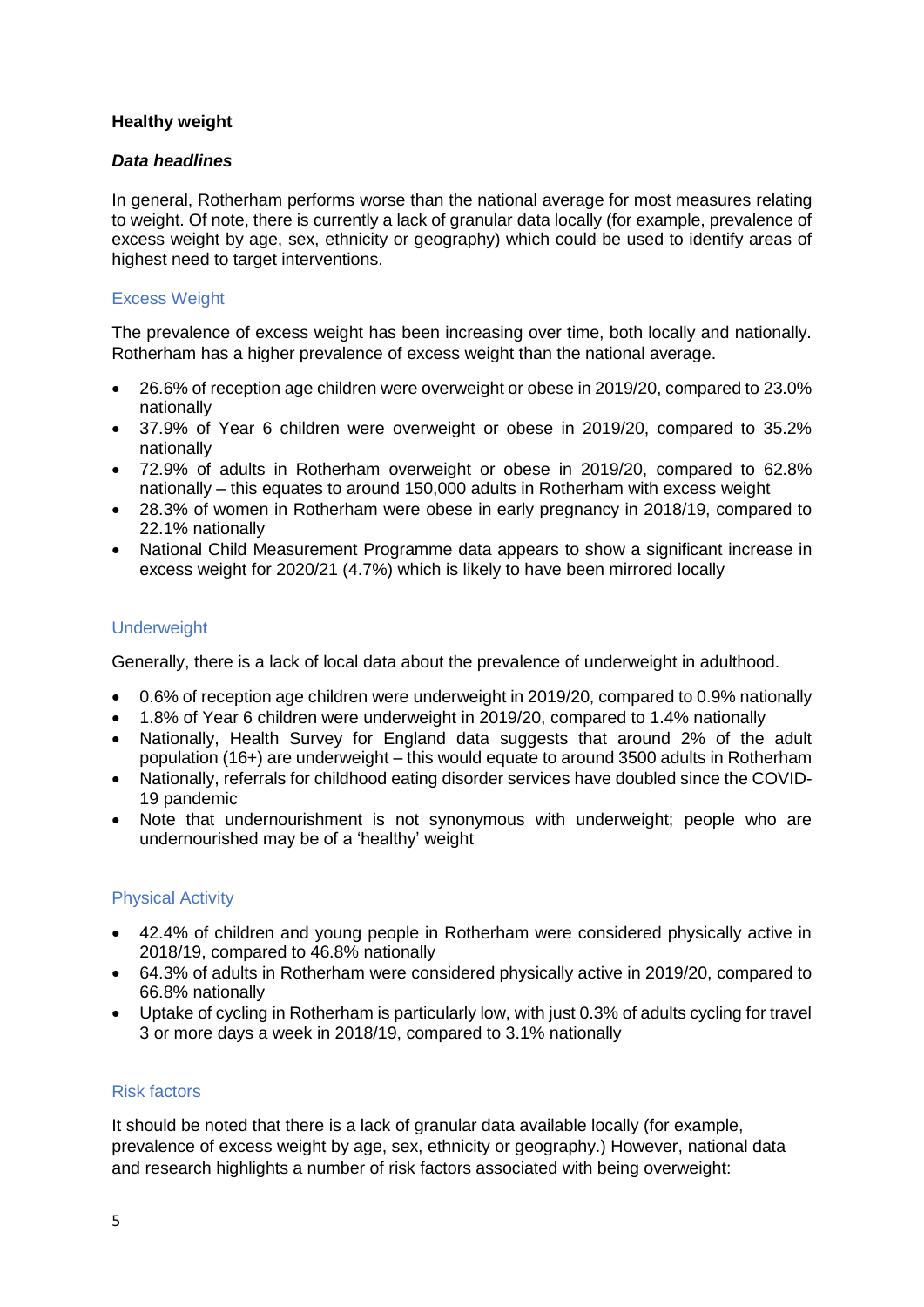## Healthy weight

### *Data headlines*

In general, Rotherham performs worse than the national average for most measures relating to weight. Of note, there is currently a lack of granular data locally (for example, prevalence of excess weight by age, sex, ethnicity or geography) which could be used to identify areas of highest need to target interventions.

#### Excess Weight

The prevalence of excess weight has been increasing over time, both locally and nationally. Rotherham has a higher prevalence of excess weight than the national average.

- 26.6% of reception age children were overweight or obese in 2019/20, compared to 23.0% nationally
- 37.9% of Year 6 children were overweight or obese in 2019/20, compared to 35.2% nationally
- 72.9% of adults in Rotherham overweight or obese in 2019/20, compared to 62.8% nationally – this equates to around 150,000 adults in Rotherham with excess weight
- 28.3% of women in Rotherham were obese in early pregnancy in 2018/19, compared to 22.1% nationally
- National Child Measurement Programme data appears to show a significant increase in excess weight for 2020/21 (4.7%) which is likely to have been mirrored locally

#### Underweight

Generally, there is a lack of local data about the prevalence of underweight in adulthood.

- 0.6% of reception age children were underweight in 2019/20, compared to 0.9% nationally
- 1.8% of Year 6 children were underweight in 2019/20, compared to 1.4% nationally
- Nationally, Health Survey for England data suggests that around 2% of the adult population (16+) are underweight – this would equate to around 3500 adults in Rotherham
- Nationally, referrals for childhood eating disorder services have doubled since the COVID-19 pandemic
- Note that undernourishment is not synonymous with underweight; people who are undernourished may be of a 'healthy' weight

#### Physical Activity

- 42.4% of children and young people in Rotherham were considered physically active in 2018/19, compared to 46.8% nationally
- 64.3% of adults in Rotherham were considered physically active in 2019/20, compared to 66.8% nationally
- Uptake of cycling in Rotherham is particularly low, with just 0.3% of adults cycling for travel 3 or more days a week in 2018/19, compared to 3.1% nationally

#### Risk factors

It should be noted that there is a lack of granular data available locally (for example, prevalence of excess weight by age, sex, ethnicity or geography.) However, national data and research highlights a number of risk factors associated with being overweight: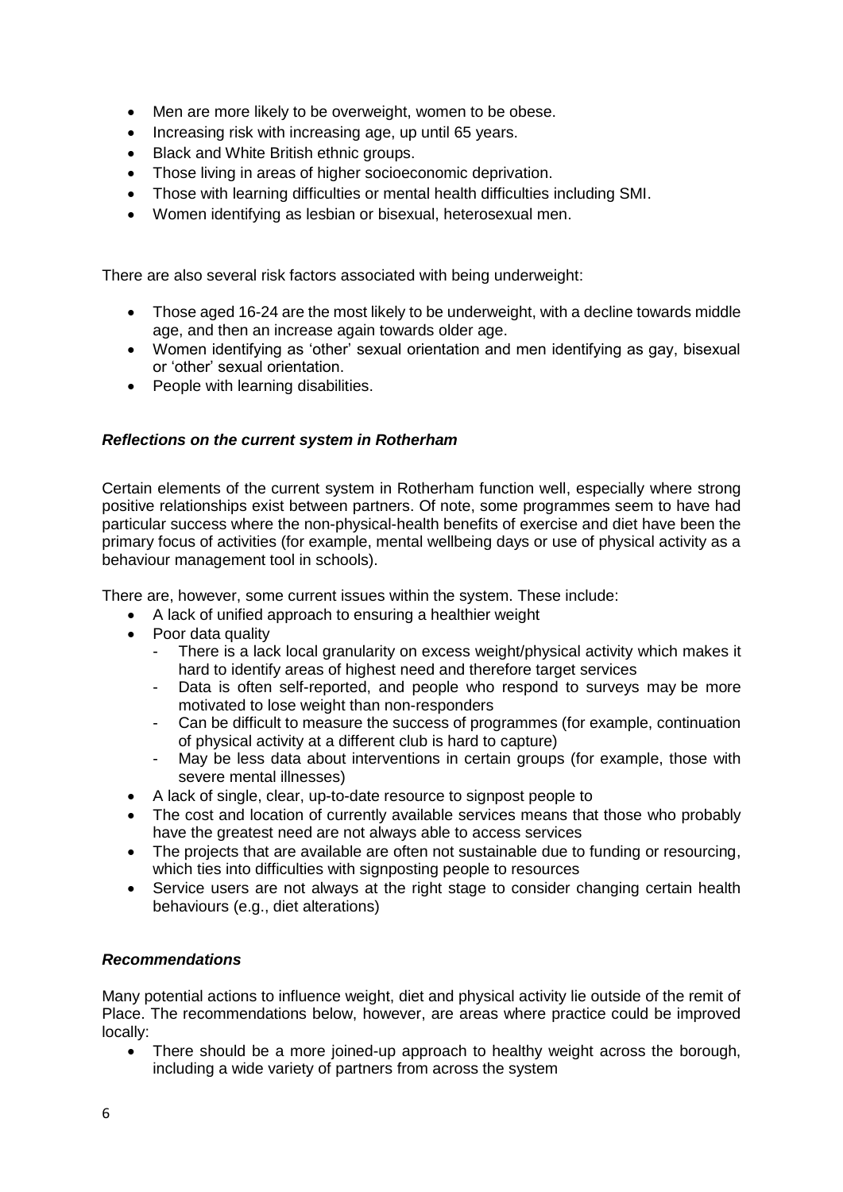- Men are more likely to be overweight, women to be obese.
- Increasing risk with increasing age, up until 65 years.
- Black and White British ethnic groups.
- Those living in areas of higher socioeconomic deprivation.
- Those with learning difficulties or mental health difficulties including SMI.
- Women identifying as lesbian or bisexual, heterosexual men.

There are also several risk factors associated with being underweight:

- Those aged 16-24 are the most likely to be underweight, with a decline towards middle age, and then an increase again towards older age.
- Women identifying as 'other' sexual orientation and men identifying as gay, bisexual or 'other' sexual orientation.
- People with learning disabilities.

### ***Reflections on the current system in Rotherham***

Certain elements of the current system in Rotherham function well, especially where strong positive relationships exist between partners. Of note, some programmes seem to have had particular success where the non-physical-health benefits of exercise and diet have been the primary focus of activities (for example, mental wellbeing days or use of physical activity as a behaviour management tool in schools).

There are, however, some current issues within the system. These include:

- A lack of unified approach to ensuring a healthier weight
- Poor data quality
  - There is a lack local granularity on excess weight/physical activity which makes it hard to identify areas of highest need and therefore target services
  - Data is often self-reported, and people who respond to surveys may be more motivated to lose weight than non-responders
  - Can be difficult to measure the success of programmes (for example, continuation of physical activity at a different club is hard to capture)
  - May be less data about interventions in certain groups (for example, those with severe mental illnesses)
- A lack of single, clear, up-to-date resource to signpost people to
- The cost and location of currently available services means that those who probably have the greatest need are not always able to access services
- The projects that are available are often not sustainable due to funding or resourcing, which ties into difficulties with signposting people to resources
- Service users are not always at the right stage to consider changing certain health behaviours (e.g., diet alterations)

### ***Recommendations***

Many potential actions to influence weight, diet and physical activity lie outside of the remit of Place. The recommendations below, however, are areas where practice could be improved locally:

- There should be a more joined-up approach to healthy weight across the borough, including a wide variety of partners from across the system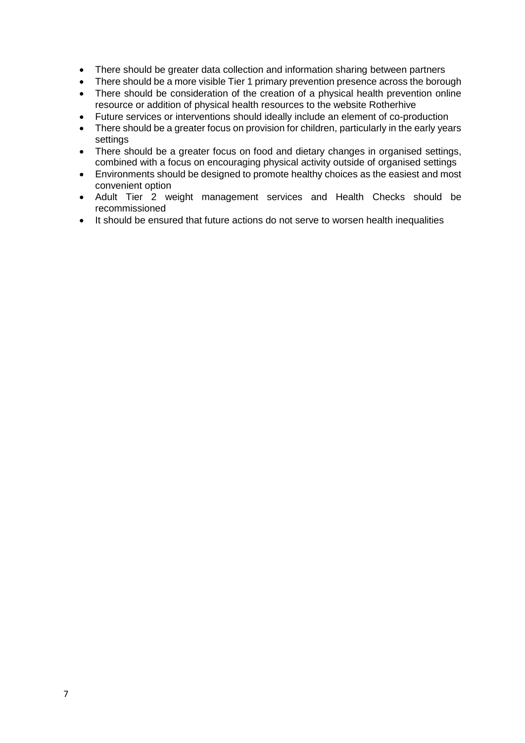- There should be greater data collection and information sharing between partners
- There should be a more visible Tier 1 primary prevention presence across the borough
- There should be consideration of the creation of a physical health prevention online resource or addition of physical health resources to the website Rotherhive
- Future services or interventions should ideally include an element of co-production
- There should be a greater focus on provision for children, particularly in the early years settings
- There should be a greater focus on food and dietary changes in organised settings, combined with a focus on encouraging physical activity outside of organised settings
- Environments should be designed to promote healthy choices as the easiest and most convenient option
- Adult Tier 2 weight management services and Health Checks should be recommissioned
- It should be ensured that future actions do not serve to worsen health inequalities